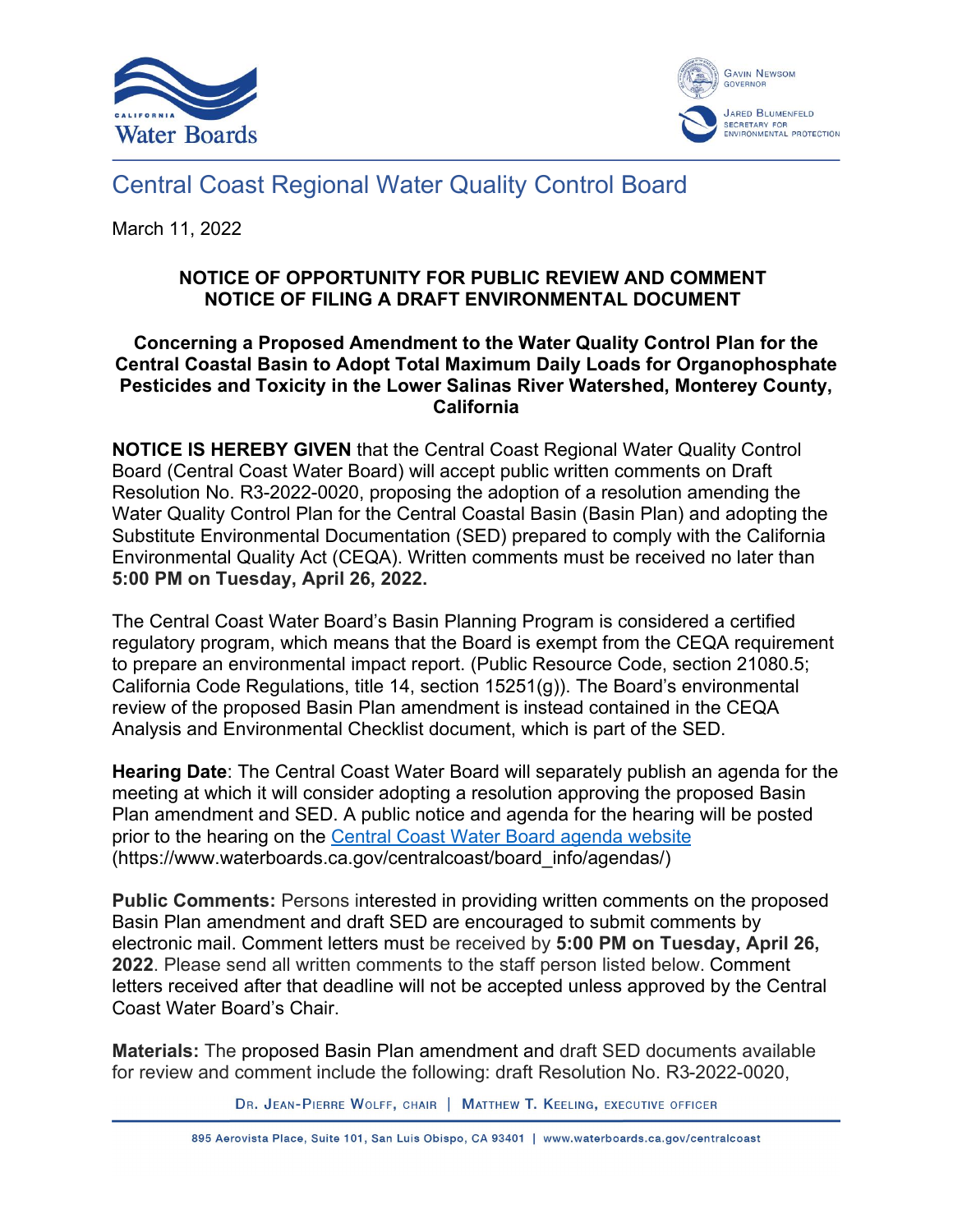# Central Coast Regional Water Quality Control Board

March 11, 2022

**NOTICE OF OPPORTUNITY FOR PUBLIC REVIEW AND COMMENT**
**NOTICE OF FILING A DRAFT ENVIRONMENTAL DOCUMENT**

**Concerning a Proposed Amendment to the Water Quality Control Plan for the Central Coastal Basin to Adopt Total Maximum Daily Loads for Organophosphate Pesticides and Toxicity in the Lower Salinas River Watershed, Monterey County, California**

**NOTICE IS HEREBY GIVEN** that the Central Coast Regional Water Quality Control Board (Central Coast Water Board) will accept public written comments on Draft Resolution No. R3-2022-0020, proposing the adoption of a resolution amending the Water Quality Control Plan for the Central Coastal Basin (Basin Plan) and adopting the Substitute Environmental Documentation (SED) prepared to comply with the California Environmental Quality Act (CEQA). Written comments must be received no later than **5:00 PM on Tuesday, April 26, 2022.**

The Central Coast Water Board's Basin Planning Program is considered a certified regulatory program, which means that the Board is exempt from the CEQA requirement to prepare an environmental impact report. (Public Resource Code, section 21080.5; California Code Regulations, title 14, section 15251(g)). The Board's environmental review of the proposed Basin Plan amendment is instead contained in the CEQA Analysis and Environmental Checklist document, which is part of the SED.

**Hearing Date**: The Central Coast Water Board will separately publish an agenda for the meeting at which it will consider adopting a resolution approving the proposed Basin Plan amendment and SED. A public notice and agenda for the hearing will be posted prior to the hearing on the [Central Coast Water Board agenda website](https://www.waterboards.ca.gov/centralcoast/board_info/agendas/) (https://www.waterboards.ca.gov/centralcoast/board_info/agendas/)

**Public Comments:** Persons interested in providing written comments on the proposed Basin Plan amendment and draft SED are encouraged to submit comments by electronic mail. Comment letters must be received by **5:00 PM on Tuesday, April 26, 2022**. Please send all written comments to the staff person listed below. Comment letters received after that deadline will not be accepted unless approved by the Central Coast Water Board's Chair.

**Materials:** The proposed Basin Plan amendment and draft SED documents available for review and comment include the following: draft Resolution No. R3-2022-0020,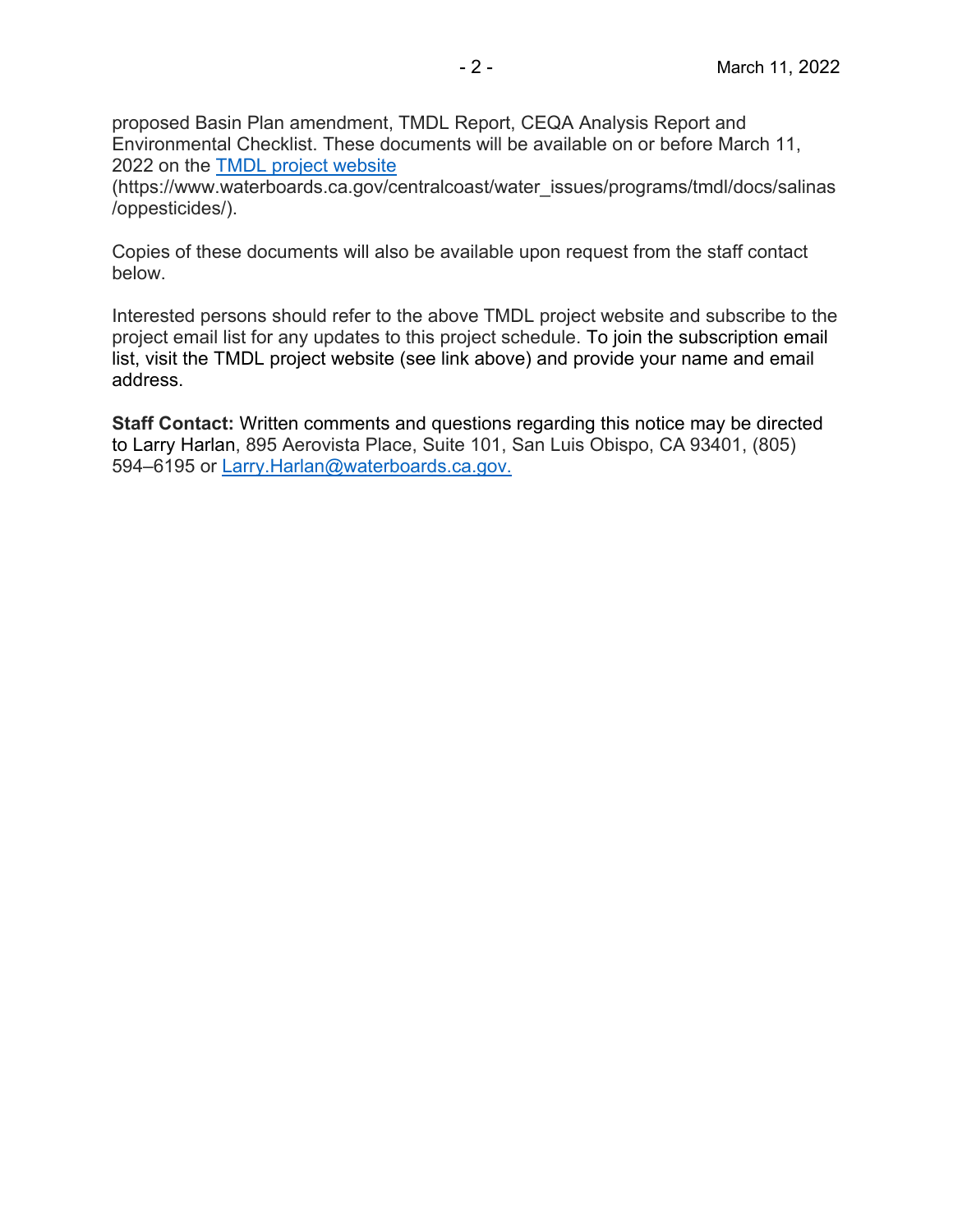proposed Basin Plan amendment, TMDL Report, CEQA Analysis Report and Environmental Checklist. These documents will be available on or before March 11, 2022 on the [TMDL project website](https://www.waterboards.ca.gov/centralcoast/water_issues/programs/tmdl/docs/salinas/oppesticides/) (https://www.waterboards.ca.gov/centralcoast/water_issues/programs/tmdl/docs/salinas/oppesticides/).

Copies of these documents will also be available upon request from the staff contact below.

Interested persons should refer to the above TMDL project website and subscribe to the project email list for any updates to this project schedule. To join the subscription email list, visit the TMDL project website (see link above) and provide your name and email address.

**Staff Contact:** Written comments and questions regarding this notice may be directed to Larry Harlan, 895 Aerovista Place, Suite 101, San Luis Obispo, CA 93401, (805) 594–6195 or [Larry.Harlan@waterboards.ca.gov.](mailto:Larry.Harlan@waterboards.ca.gov)